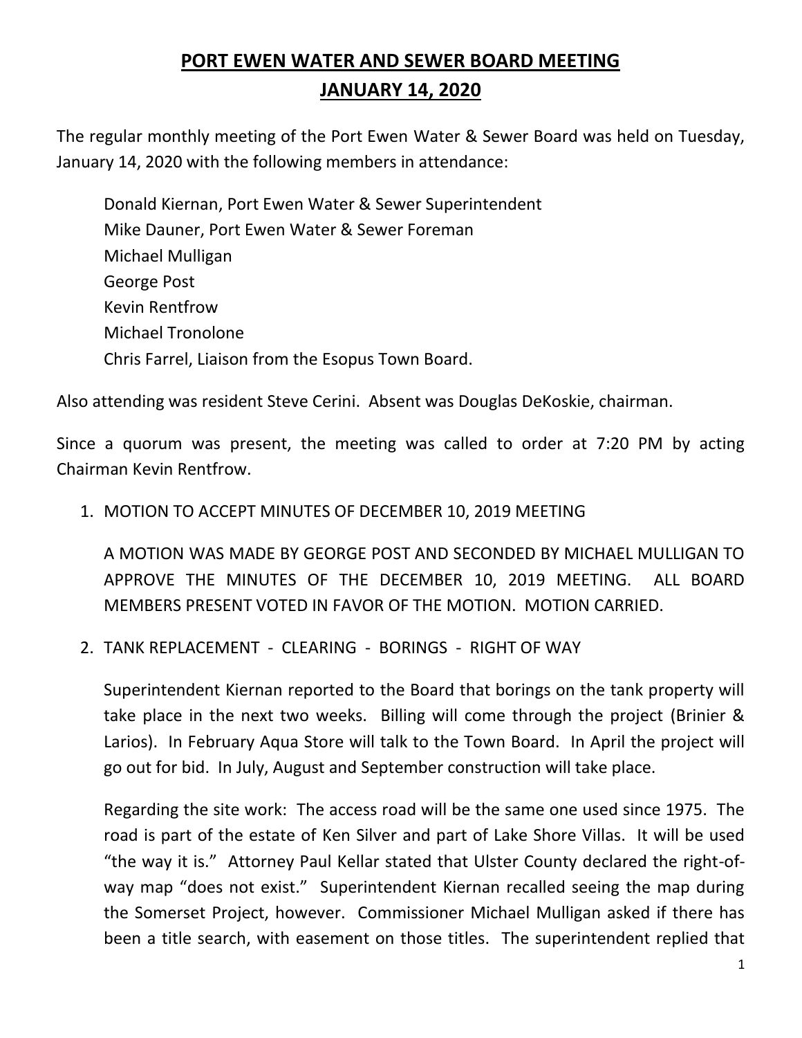# PORT EWEN WATER AND SEWER BOARD MEETING

# JANUARY 14, 2020

The regular monthly meeting of the Port Ewen Water & Sewer Board was held on Tuesday, January 14, 2020 with the following members in attendance:

Donald Kiernan, Port Ewen Water & Sewer Superintendent
Mike Dauner, Port Ewen Water & Sewer Foreman
Michael Mulligan
George Post
Kevin Rentfrow
Michael Tronolone
Chris Farrel, Liaison from the Esopus Town Board.

Also attending was resident Steve Cerini. Absent was Douglas DeKoskie, chairman.

Since a quorum was present, the meeting was called to order at 7:20 PM by acting Chairman Kevin Rentfrow.

1. MOTION TO ACCEPT MINUTES OF DECEMBER 10, 2019 MEETING

   A MOTION WAS MADE BY GEORGE POST AND SECONDED BY MICHAEL MULLIGAN TO APPROVE THE MINUTES OF THE DECEMBER 10, 2019 MEETING. ALL BOARD MEMBERS PRESENT VOTED IN FAVOR OF THE MOTION. MOTION CARRIED.

2. TANK REPLACEMENT - CLEARING - BORINGS - RIGHT OF WAY

   Superintendent Kiernan reported to the Board that borings on the tank property will take place in the next two weeks. Billing will come through the project (Brinier & Larios). In February Aqua Store will talk to the Town Board. In April the project will go out for bid. In July, August and September construction will take place.

   Regarding the site work: The access road will be the same one used since 1975. The road is part of the estate of Ken Silver and part of Lake Shore Villas. It will be used "the way it is." Attorney Paul Kellar stated that Ulster County declared the right-of-way map "does not exist." Superintendent Kiernan recalled seeing the map during the Somerset Project, however. Commissioner Michael Mulligan asked if there has been a title search, with easement on those titles. The superintendent replied that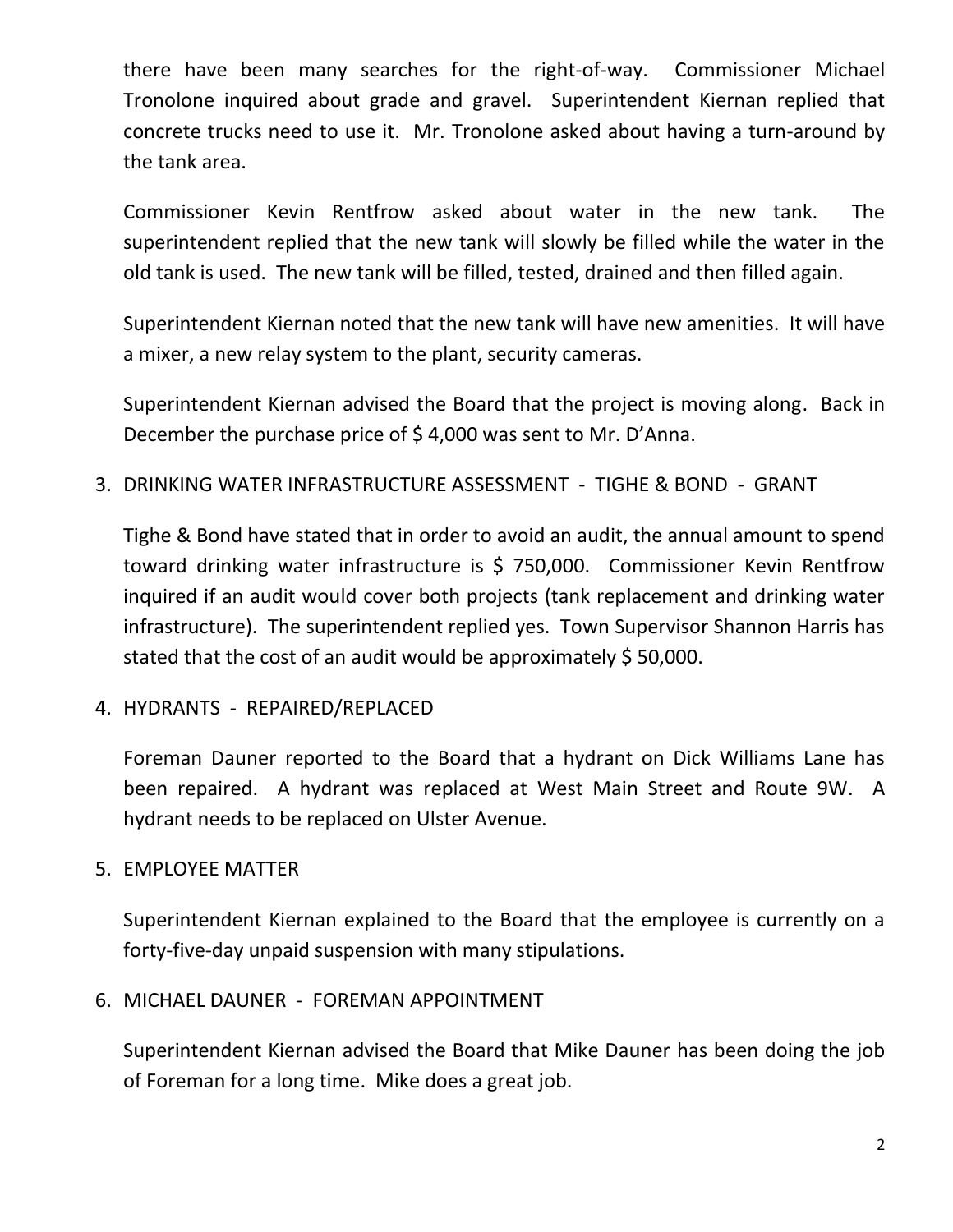there have been many searches for the right-of-way. Commissioner Michael Tronolone inquired about grade and gravel. Superintendent Kiernan replied that concrete trucks need to use it. Mr. Tronolone asked about having a turn-around by the tank area.

Commissioner Kevin Rentfrow asked about water in the new tank. The superintendent replied that the new tank will slowly be filled while the water in the old tank is used. The new tank will be filled, tested, drained and then filled again.

Superintendent Kiernan noted that the new tank will have new amenities. It will have a mixer, a new relay system to the plant, security cameras.

Superintendent Kiernan advised the Board that the project is moving along. Back in December the purchase price of $ 4,000 was sent to Mr. D'Anna.

3. DRINKING WATER INFRASTRUCTURE ASSESSMENT - TIGHE & BOND - GRANT

   Tighe & Bond have stated that in order to avoid an audit, the annual amount to spend toward drinking water infrastructure is $ 750,000. Commissioner Kevin Rentfrow inquired if an audit would cover both projects (tank replacement and drinking water infrastructure). The superintendent replied yes. Town Supervisor Shannon Harris has stated that the cost of an audit would be approximately $ 50,000.

4. HYDRANTS - REPAIRED/REPLACED

   Foreman Dauner reported to the Board that a hydrant on Dick Williams Lane has been repaired. A hydrant was replaced at West Main Street and Route 9W. A hydrant needs to be replaced on Ulster Avenue.

5. EMPLOYEE MATTER

   Superintendent Kiernan explained to the Board that the employee is currently on a forty-five-day unpaid suspension with many stipulations.

6. MICHAEL DAUNER - FOREMAN APPOINTMENT

   Superintendent Kiernan advised the Board that Mike Dauner has been doing the job of Foreman for a long time. Mike does a great job.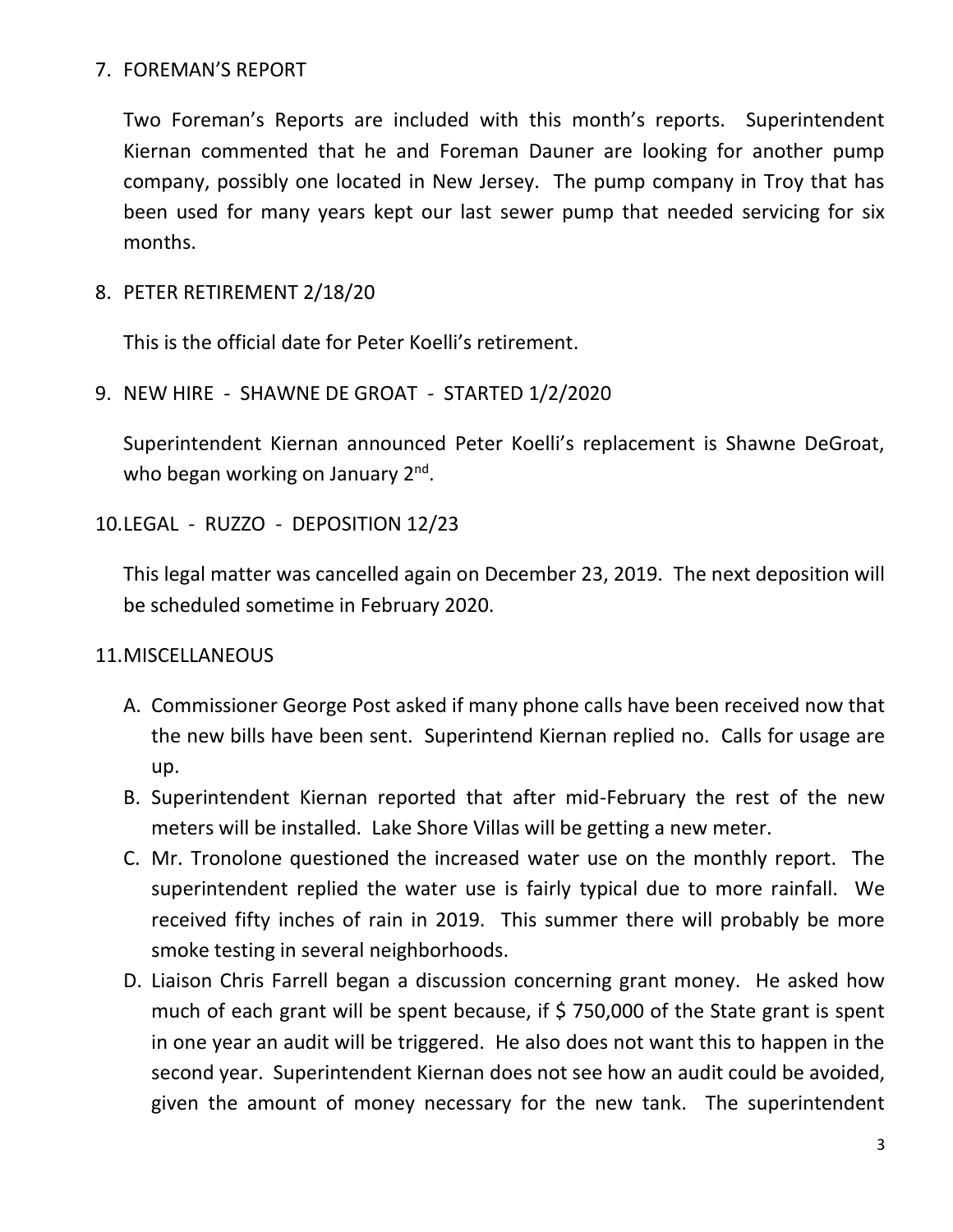7. FOREMAN'S REPORT

   Two Foreman's Reports are included with this month's reports. Superintendent Kiernan commented that he and Foreman Dauner are looking for another pump company, possibly one located in New Jersey. The pump company in Troy that has been used for many years kept our last sewer pump that needed servicing for six months.

8. PETER RETIREMENT 2/18/20

   This is the official date for Peter Koelli's retirement.

9. NEW HIRE - SHAWNE DE GROAT - STARTED 1/2/2020

   Superintendent Kiernan announced Peter Koelli's replacement is Shawne DeGroat, who began working on January 2nd.

10. LEGAL - RUZZO - DEPOSITION 12/23

    This legal matter was cancelled again on December 23, 2019. The next deposition will be scheduled sometime in February 2020.

11. MISCELLANEOUS

    A. Commissioner George Post asked if many phone calls have been received now that the new bills have been sent. Superintend Kiernan replied no. Calls for usage are up.
    B. Superintendent Kiernan reported that after mid-February the rest of the new meters will be installed. Lake Shore Villas will be getting a new meter.
    C. Mr. Tronolone questioned the increased water use on the monthly report. The superintendent replied the water use is fairly typical due to more rainfall. We received fifty inches of rain in 2019. This summer there will probably be more smoke testing in several neighborhoods.
    D. Liaison Chris Farrell began a discussion concerning grant money. He asked how much of each grant will be spent because, if $ 750,000 of the State grant is spent in one year an audit will be triggered. He also does not want this to happen in the second year. Superintendent Kiernan does not see how an audit could be avoided, given the amount of money necessary for the new tank. The superintendent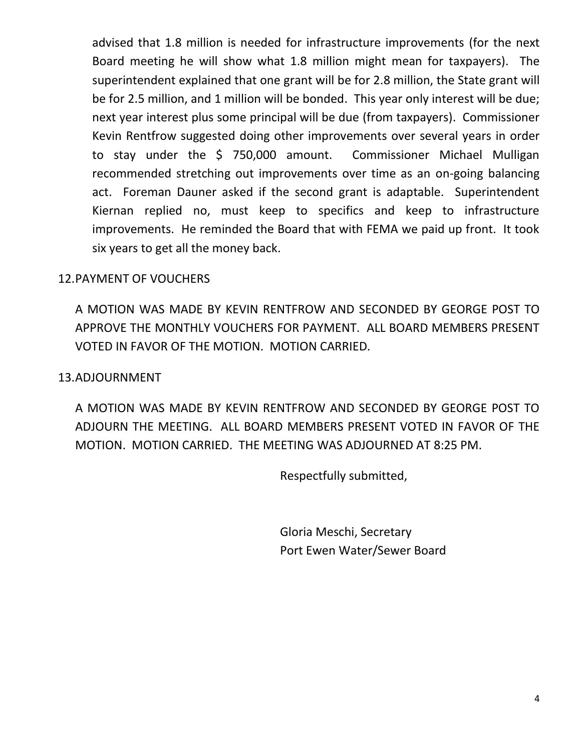advised that 1.8 million is needed for infrastructure improvements (for the next Board meeting he will show what 1.8 million might mean for taxpayers). The superintendent explained that one grant will be for 2.8 million, the State grant will be for 2.5 million, and 1 million will be bonded. This year only interest will be due; next year interest plus some principal will be due (from taxpayers). Commissioner Kevin Rentfrow suggested doing other improvements over several years in order to stay under the $ 750,000 amount. Commissioner Michael Mulligan recommended stretching out improvements over time as an on-going balancing act. Foreman Dauner asked if the second grant is adaptable. Superintendent Kiernan replied no, must keep to specifics and keep to infrastructure improvements. He reminded the Board that with FEMA we paid up front. It took six years to get all the money back.

12. PAYMENT OF VOUCHERS

A MOTION WAS MADE BY KEVIN RENTFROW AND SECONDED BY GEORGE POST TO APPROVE THE MONTHLY VOUCHERS FOR PAYMENT. ALL BOARD MEMBERS PRESENT VOTED IN FAVOR OF THE MOTION. MOTION CARRIED.

13. ADJOURNMENT

A MOTION WAS MADE BY KEVIN RENTFROW AND SECONDED BY GEORGE POST TO ADJOURN THE MEETING. ALL BOARD MEMBERS PRESENT VOTED IN FAVOR OF THE MOTION. MOTION CARRIED. THE MEETING WAS ADJOURNED AT 8:25 PM.

Respectfully submitted,

Gloria Meschi, Secretary
Port Ewen Water/Sewer Board